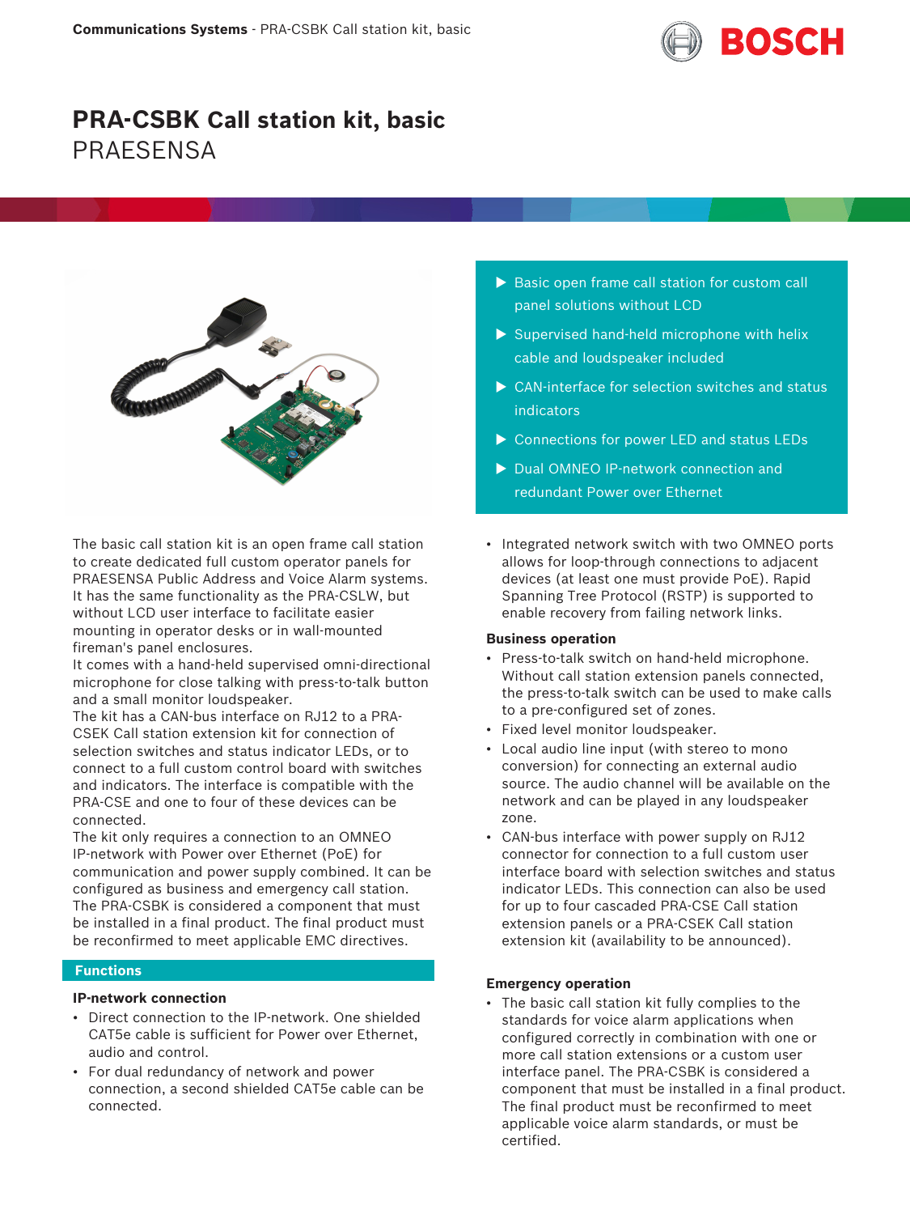# PRA-CSBK Call station kit, basic

PRAESENSA

- Basic open frame call station for custom call panel solutions without LCD
- Supervised hand-held microphone with helix cable and loudspeaker included
- CAN-interface for selection switches and status indicators
- Connections for power LED and status LEDs
- Dual OMNEO IP-network connection and redundant Power over Ethernet

The basic call station kit is an open frame call station to create dedicated full custom operator panels for PRAESENSA Public Address and Voice Alarm systems. It has the same functionality as the PRA-CSLW, but without LCD user interface to facilitate easier mounting in operator desks or in wall-mounted fireman's panel enclosures.

It comes with a hand-held supervised omni-directional microphone for close talking with press-to-talk button and a small monitor loudspeaker.

The kit has a CAN-bus interface on RJ12 to a PRA-CSEK Call station extension kit for connection of selection switches and status indicator LEDs, or to connect to a full custom control board with switches and indicators. The interface is compatible with the PRA-CSE and one to four of these devices can be connected.

The kit only requires a connection to an OMNEO IP-network with Power over Ethernet (PoE) for communication and power supply combined. It can be configured as business and emergency call station.

The PRA-CSBK is considered a component that must be installed in a final product. The final product must be reconfirmed to meet applicable EMC directives.

## Functions

### IP-network connection

- Direct connection to the IP-network. One shielded CAT5e cable is sufficient for Power over Ethernet, audio and control.
- For dual redundancy of network and power connection, a second shielded CAT5e cable can be connected.
- Integrated network switch with two OMNEO ports allows for loop-through connections to adjacent devices (at least one must provide PoE). Rapid Spanning Tree Protocol (RSTP) is supported to enable recovery from failing network links.

### Business operation

- Press-to-talk switch on hand-held microphone. Without call station extension panels connected, the press-to-talk switch can be used to make calls to a pre-configured set of zones.
- Fixed level monitor loudspeaker.
- Local audio line input (with stereo to mono conversion) for connecting an external audio source. The audio channel will be available on the network and can be played in any loudspeaker zone.
- CAN-bus interface with power supply on RJ12 connector for connection to a full custom user interface board with selection switches and status indicator LEDs. This connection can also be used for up to four cascaded PRA-CSE Call station extension panels or a PRA-CSEK Call station extension kit (availability to be announced).

### Emergency operation

- The basic call station kit fully complies to the standards for voice alarm applications when configured correctly in combination with one or more call station extensions or a custom user interface panel. The PRA-CSBK is considered a component that must be installed in a final product. The final product must be reconfirmed to meet applicable voice alarm standards, or must be certified.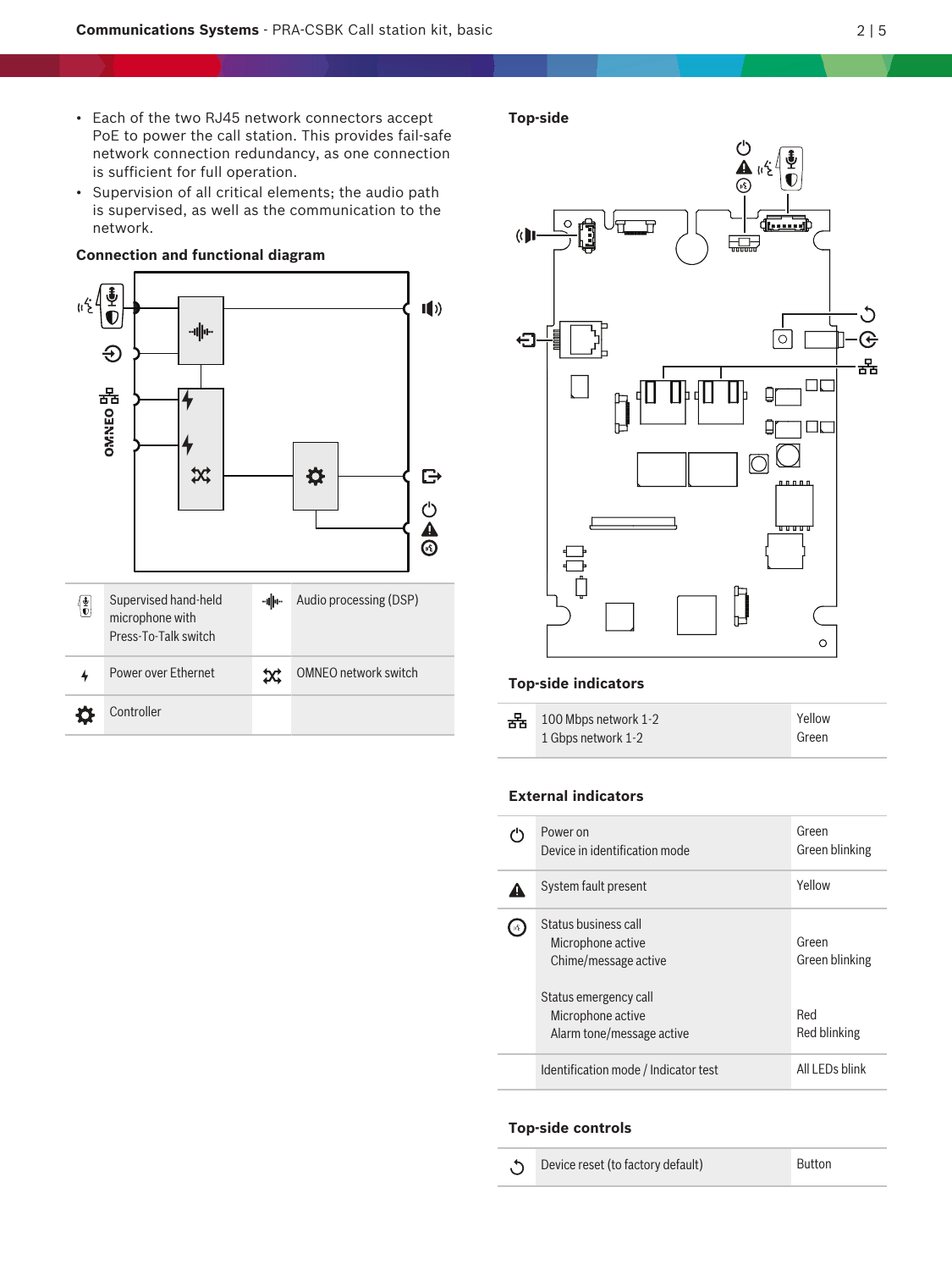- Each of the two RJ45 network connectors accept PoE to power the call station. This provides fail-safe network connection redundancy, as one connection is sufficient for full operation.
- Supervision of all critical elements; the audio path is supervised, as well as the communication to the network.

### Connection and functional diagram

OMNEO

| | | | |
|---|---|---|---|
| | Supervised hand-held microphone with Press-To-Talk switch | | Audio processing (DSP) |
| | Power over Ethernet | | OMNEO network switch |
| | Controller | | |

### Top-side

### Top-side indicators

| | | |
|---|---|---|
| | 100 Mbps network 1-2<br>1 Gbps network 1-2 | Yellow<br>Green |

### External indicators

| | | |
|---|---|---|
| | Power on<br>Device in identification mode | Green<br>Green blinking |
| | System fault present | Yellow |
| | Status business call<br>Microphone active<br>Chime/message active<br><br>Status emergency call<br>Microphone active<br>Alarm tone/message active | <br>Green<br>Green blinking<br><br><br>Red<br>Red blinking |
| | Identification mode / Indicator test | All LEDs blink |

### Top-side controls

| | | |
|---|---|---|
| | Device reset (to factory default) | Button |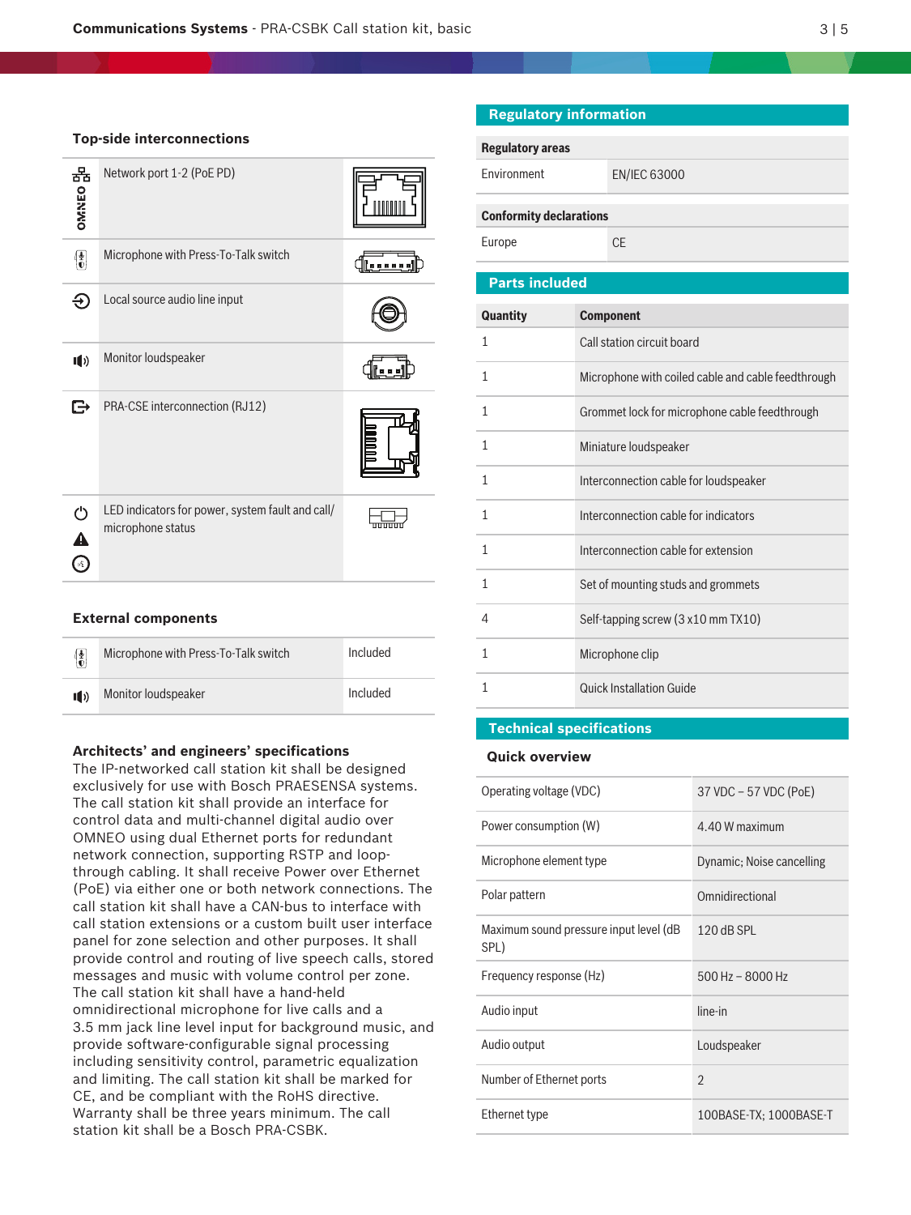## Top-side interconnections

| | | |
|---|---|---|
| OMNEO | Network port 1-2 (PoE PD) | |
| | Microphone with Press-To-Talk switch | |
| | Local source audio line input | |
| | Monitor loudspeaker | |
| | PRA-CSE interconnection (RJ12) | |
| | LED indicators for power, system fault and call/ microphone status | |

## External components

| | | |
|---|---|---|
| | Microphone with Press-To-Talk switch | Included |
| | Monitor loudspeaker | Included |

## Architects' and engineers' specifications

The IP-networked call station kit shall be designed exclusively for use with Bosch PRAESENSA systems. The call station kit shall provide an interface for control data and multi-channel digital audio over OMNEO using dual Ethernet ports for redundant network connection, supporting RSTP and loop-through cabling. It shall receive Power over Ethernet (PoE) via either one or both network connections. The call station kit shall have a CAN-bus to interface with call station extensions or a custom built user interface panel for zone selection and other purposes. It shall provide control and routing of live speech calls, stored messages and music with volume control per zone. The call station kit shall have a hand-held omnidirectional microphone for live calls and a 3.5 mm jack line level input for background music, and provide software-configurable signal processing including sensitivity control, parametric equalization and limiting. The call station kit shall be marked for CE, and be compliant with the RoHS directive. Warranty shall be three years minimum. The call station kit shall be a Bosch PRA-CSBK.

## Regulatory information

| Regulatory areas | |
|---|---|
| Environment | EN/IEC 63000 |

| Conformity declarations | |
|---|---|
| Europe | CE |

## Parts included

| Quantity | Component |
|---|---|
| 1 | Call station circuit board |
| 1 | Microphone with coiled cable and cable feedthrough |
| 1 | Grommet lock for microphone cable feedthrough |
| 1 | Miniature loudspeaker |
| 1 | Interconnection cable for loudspeaker |
| 1 | Interconnection cable for indicators |
| 1 | Interconnection cable for extension |
| 1 | Set of mounting studs and grommets |
| 4 | Self-tapping screw (3 x10 mm TX10) |
| 1 | Microphone clip |
| 1 | Quick Installation Guide |

## Technical specifications

### Quick overview

| | |
|---|---|
| Operating voltage (VDC) | 37 VDC – 57 VDC (PoE) |
| Power consumption (W) | 4.40 W maximum |
| Microphone element type | Dynamic; Noise cancelling |
| Polar pattern | Omnidirectional |
| Maximum sound pressure input level (dB SPL) | 120 dB SPL |
| Frequency response (Hz) | 500 Hz – 8000 Hz |
| Audio input | line-in |
| Audio output | Loudspeaker |
| Number of Ethernet ports | 2 |
| Ethernet type | 100BASE-TX; 1000BASE-T |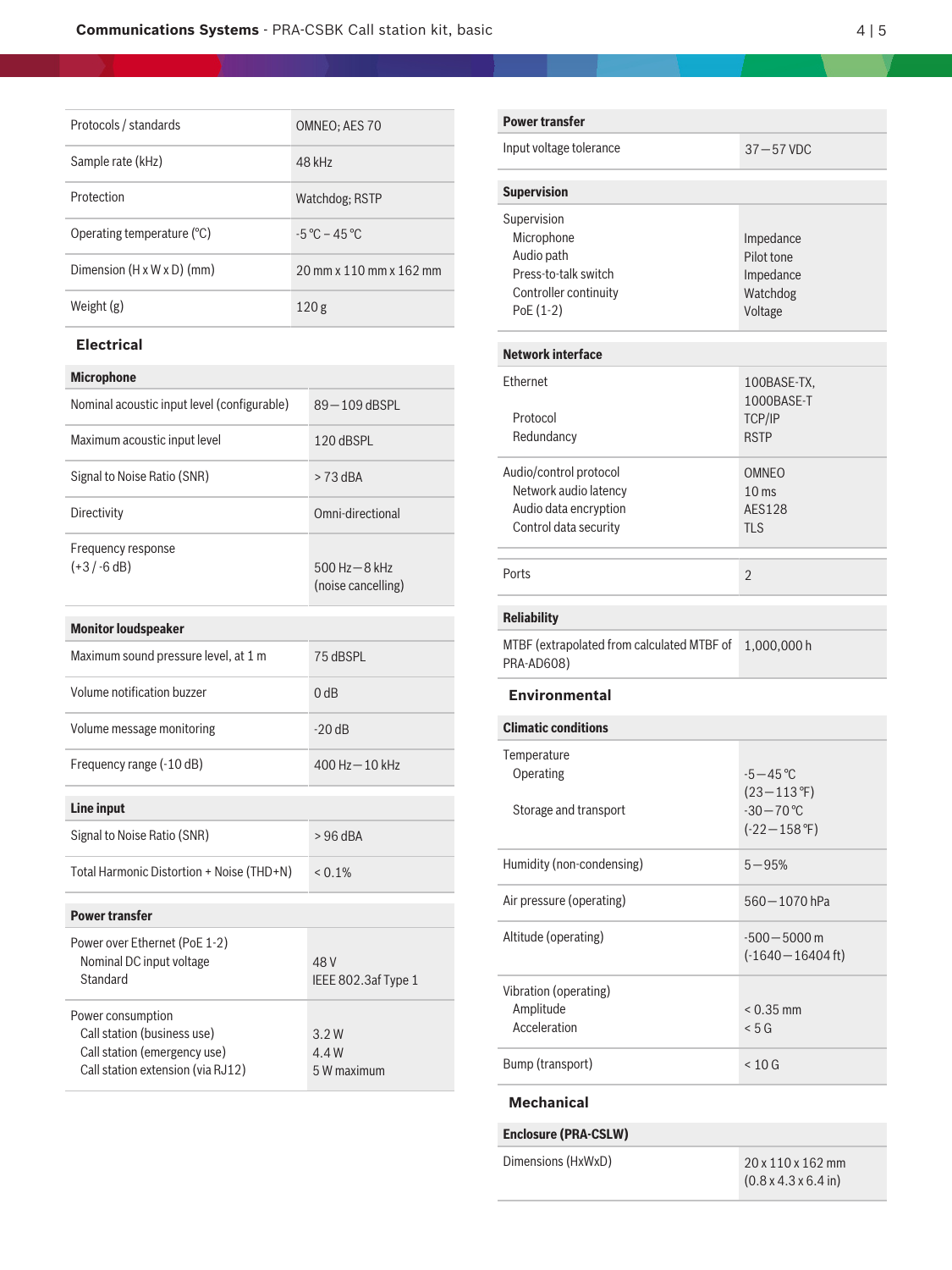| | |
|---|---|
| Protocols / standards | OMNEO; AES 70 |
| Sample rate (kHz) | 48 kHz |
| Protection | Watchdog; RSTP |
| Operating temperature (°C) | -5 °C – 45 °C |
| Dimension (H x W x D) (mm) | 20 mm x 110 mm x 162 mm |
| Weight (g) | 120 g |

## Electrical

| Microphone | |
|---|---|
| Nominal acoustic input level (configurable) | 89 – 109 dBSPL |
| Maximum acoustic input level | 120 dBSPL |
| Signal to Noise Ratio (SNR) | > 73 dBA |
| Directivity | Omni-directional |
| Frequency response (+3 / -6 dB) | 500 Hz – 8 kHz (noise cancelling) |

| Monitor loudspeaker | |
|---|---|
| Maximum sound pressure level, at 1 m | 75 dBSPL |
| Volume notification buzzer | 0 dB |
| Volume message monitoring | -20 dB |
| Frequency range (-10 dB) | 400 Hz – 10 kHz |

| Line input | |
|---|---|
| Signal to Noise Ratio (SNR) | > 96 dBA |
| Total Harmonic Distortion + Noise (THD+N) | < 0.1% |

| Power transfer | |
|---|---|
| Power over Ethernet (PoE 1-2)<br>Nominal DC input voltage<br>Standard | <br>48 V<br>IEEE 802.3af Type 1 |
| Power consumption<br>Call station (business use)<br>Call station (emergency use)<br>Call station extension (via RJ12) | <br>3.2 W<br>4.4 W<br>5 W maximum |

| Power transfer | |
|---|---|
| Input voltage tolerance | 37 – 57 VDC |

| Supervision | |
|---|---|
| Supervision<br>Microphone<br>Audio path<br>Press-to-talk switch<br>Controller continuity<br>PoE (1-2) | <br>Impedance<br>Pilot tone<br>Impedance<br>Watchdog<br>Voltage |

| Network interface | |
|---|---|
| Ethernet<br><br>Protocol<br>Redundancy | 100BASE-TX,<br>1000BASE-T<br>TCP/IP<br>RSTP |
| Audio/control protocol<br>Network audio latency<br>Audio data encryption<br>Control data security | OMNEO<br>10 ms<br>AES128<br>TLS |
| Ports | 2 |

| Reliability | |
|---|---|
| MTBF (extrapolated from calculated MTBF of PRA-AD608) | 1,000,000 h |

## Environmental

| Climatic conditions | |
|---|---|
| Temperature<br>Operating<br><br>Storage and transport | <br>-5 – 45 °C<br>(23 – 113 °F)<br>-30 – 70 °C<br>(-22 – 158 °F) |
| Humidity (non-condensing) | 5 – 95% |
| Air pressure (operating) | 560 – 1070 hPa |
| Altitude (operating) | -500 – 5000 m<br>(-1640 – 16404 ft) |
| Vibration (operating)<br>Amplitude<br>Acceleration | <br>< 0.35 mm<br>< 5 G |
| Bump (transport) | < 10 G |

## Mechanical

| Enclosure (PRA-CSLW) | |
|---|---|
| Dimensions (HxWxD) | 20 x 110 x 162 mm<br>(0.8 x 4.3 x 6.4 in) |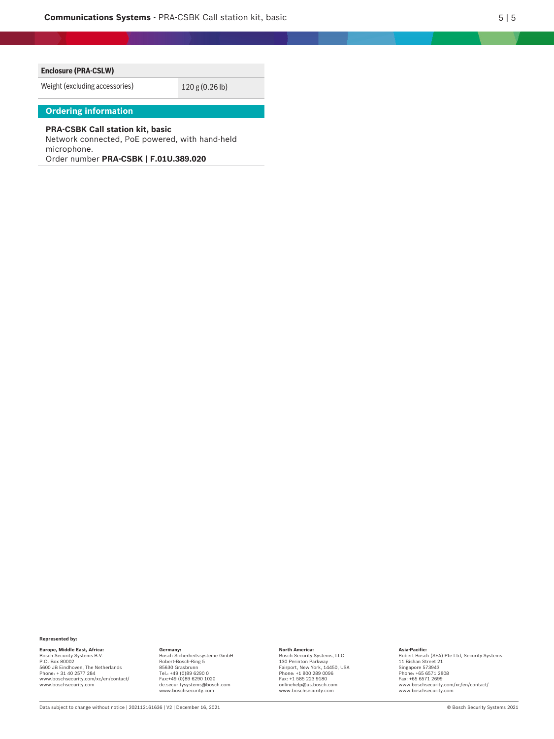| Enclosure (PRA-CSLW) | |
| --- | --- |
| Weight (excluding accessories) | 120 g (0.26 lb) |

## Ordering information

**PRA-CSBK Call station kit, basic**
Network connected, PoE powered, with hand-held microphone.
Order number **PRA-CSBK | F.01U.389.020**

**Represented by:**

**Europe, Middle East, Africa:**
Bosch Security Systems B.V.
P.O. Box 80002
5600 JB Eindhoven, The Netherlands
Phone: + 31 40 2577 284
www.boschsecurity.com/xc/en/contact/
www.boschsecurity.com

**Germany:**
Bosch Sicherheitssysteme GmbH
Robert-Bosch-Ring 5
85630 Grasbrunn
Tel.: +49 (0)89 6290 0
Fax:+49 (0)89 6290 1020
de.securitysystems@bosch.com
www.boschsecurity.com

**North America:**
Bosch Security Systems, LLC
130 Perinton Parkway
Fairport, New York, 14450, USA
Phone: +1 800 289 0096
Fax: +1 585 223 9180
onlinehelp@us.bosch.com
www.boschsecurity.com

**Asia-Pacific:**
Robert Bosch (SEA) Pte Ltd, Security Systems
11 Bishan Street 21
Singapore 573943
Phone: +65 6571 2808
Fax: +65 6571 2699
www.boschsecurity.com/xc/en/contact/
www.boschsecurity.com

Data subject to change without notice | 202112161636 | V2 | December 16, 2021

© Bosch Security Systems 2021